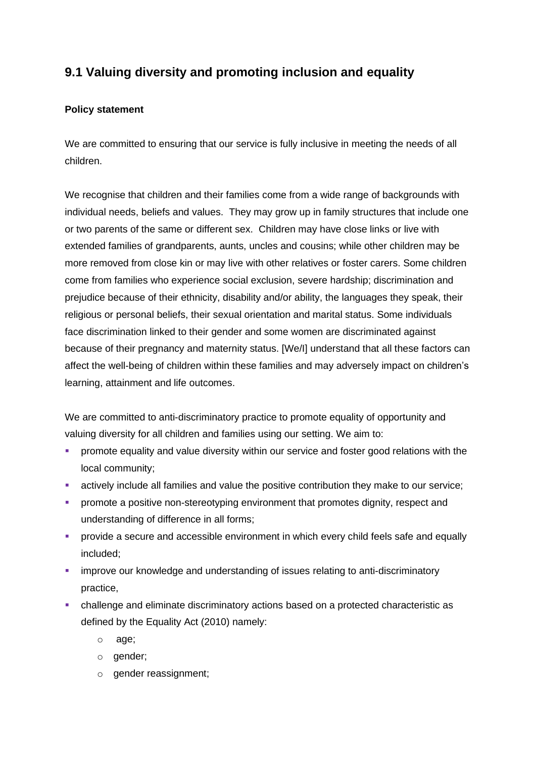## 9.1 Valuing diversity and promoting inclusion and equality

**Policy statement**

We are committed to ensuring that our service is fully inclusive in meeting the needs of all children.

We recognise that children and their families come from a wide range of backgrounds with individual needs, beliefs and values. They may grow up in family structures that include one or two parents of the same or different sex. Children may have close links or live with extended families of grandparents, aunts, uncles and cousins; while other children may be more removed from close kin or may live with other relatives or foster carers. Some children come from families who experience social exclusion, severe hardship; discrimination and prejudice because of their ethnicity, disability and/or ability, the languages they speak, their religious or personal beliefs, their sexual orientation and marital status. Some individuals face discrimination linked to their gender and some women are discriminated against because of their pregnancy and maternity status. [We/I] understand that all these factors can affect the well-being of children within these families and may adversely impact on children's learning, attainment and life outcomes.

We are committed to anti-discriminatory practice to promote equality of opportunity and valuing diversity for all children and families using our setting. We aim to:

- promote equality and value diversity within our service and foster good relations with the local community;
- actively include all families and value the positive contribution they make to our service;
- promote a positive non-stereotyping environment that promotes dignity, respect and understanding of difference in all forms;
- provide a secure and accessible environment in which every child feels safe and equally included;
- improve our knowledge and understanding of issues relating to anti-discriminatory practice,
- challenge and eliminate discriminatory actions based on a protected characteristic as defined by the Equality Act (2010) namely:
    - age;
    - gender;
    - gender reassignment;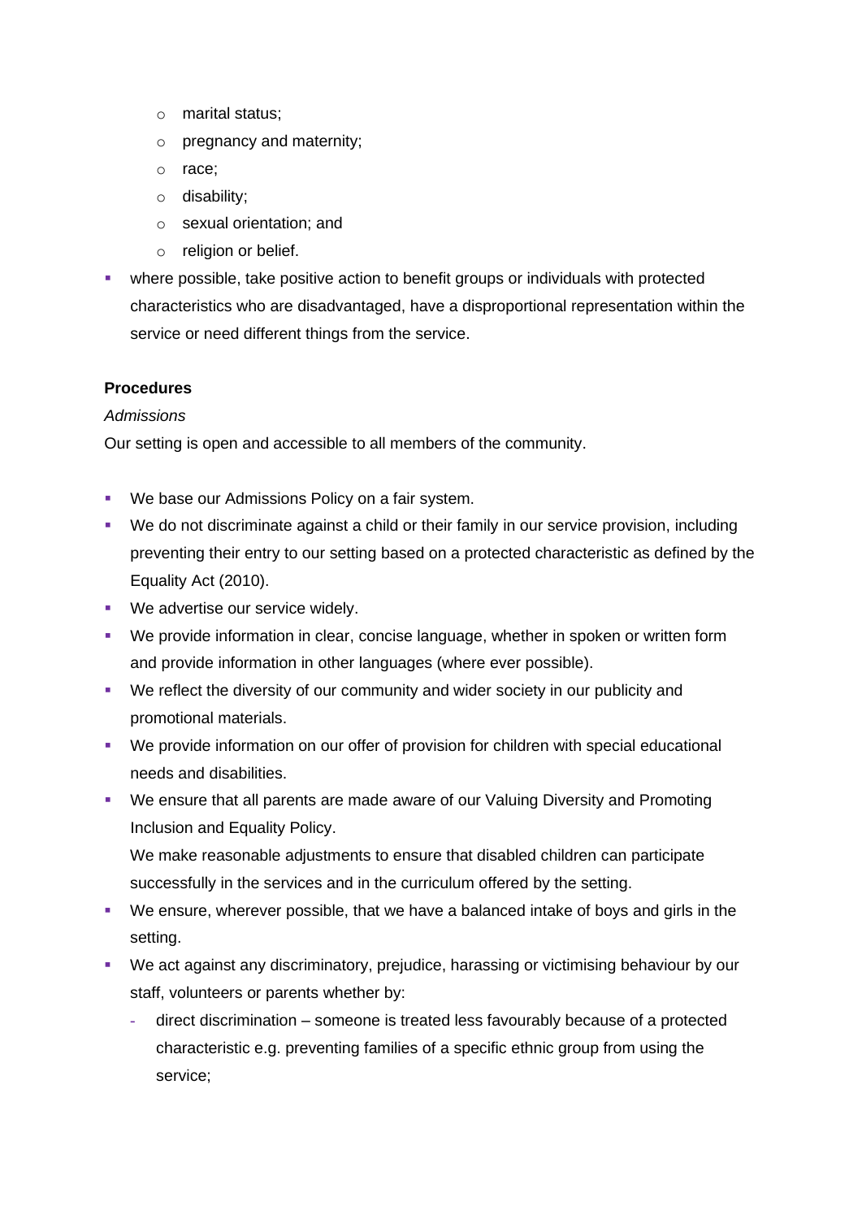- marital status;
  - pregnancy and maternity;
  - race;
  - disability;
  - sexual orientation; and
  - religion or belief.
- where possible, take positive action to benefit groups or individuals with protected characteristics who are disadvantaged, have a disproportional representation within the service or need different things from the service.

**Procedures**

*Admissions*

Our setting is open and accessible to all members of the community.

- We base our Admissions Policy on a fair system.
- We do not discriminate against a child or their family in our service provision, including preventing their entry to our setting based on a protected characteristic as defined by the Equality Act (2010).
- We advertise our service widely.
- We provide information in clear, concise language, whether in spoken or written form and provide information in other languages (where ever possible).
- We reflect the diversity of our community and wider society in our publicity and promotional materials.
- We provide information on our offer of provision for children with special educational needs and disabilities.
- We ensure that all parents are made aware of our Valuing Diversity and Promoting Inclusion and Equality Policy.

  We make reasonable adjustments to ensure that disabled children can participate successfully in the services and in the curriculum offered by the setting.
- We ensure, wherever possible, that we have a balanced intake of boys and girls in the setting.
- We act against any discriminatory, prejudice, harassing or victimising behaviour by our staff, volunteers or parents whether by:
  - direct discrimination – someone is treated less favourably because of a protected characteristic e.g. preventing families of a specific ethnic group from using the service;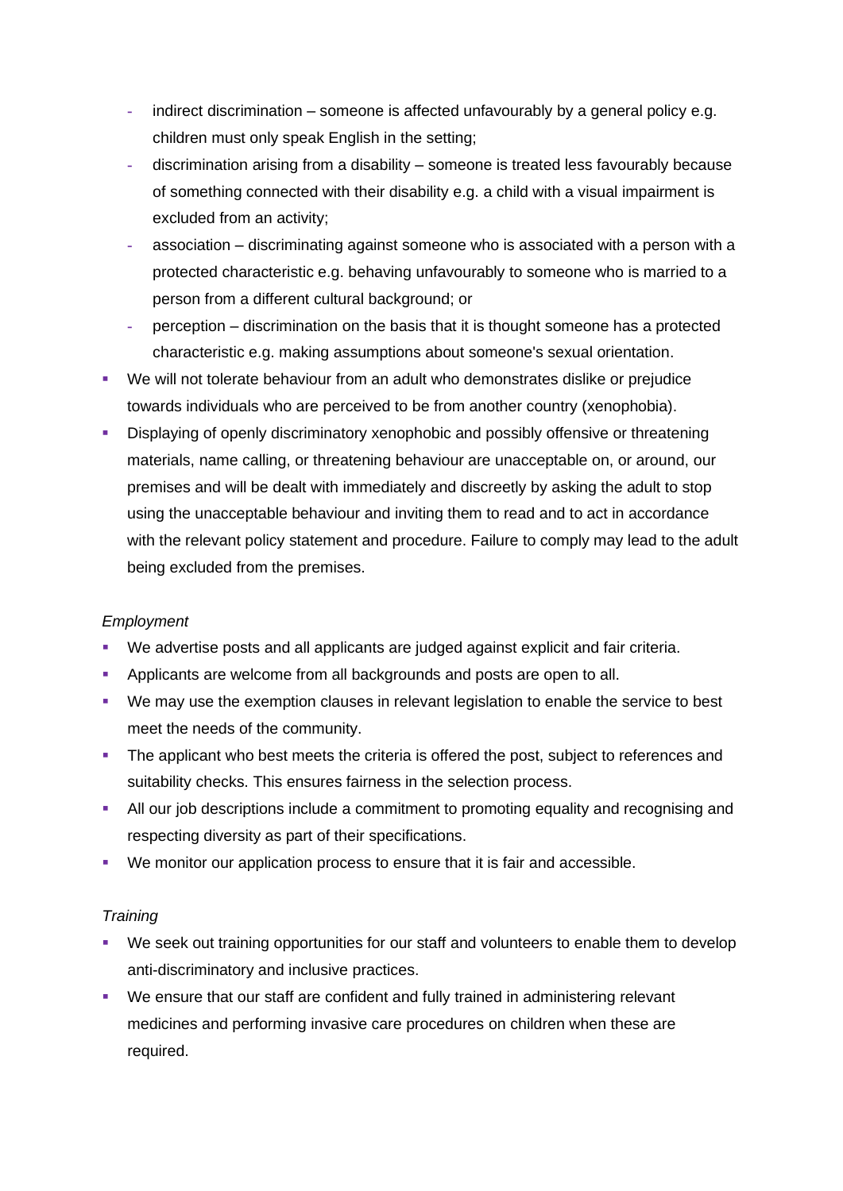- indirect discrimination – someone is affected unfavourably by a general policy e.g. children must only speak English in the setting;
  - discrimination arising from a disability – someone is treated less favourably because of something connected with their disability e.g. a child with a visual impairment is excluded from an activity;
  - association – discriminating against someone who is associated with a person with a protected characteristic e.g. behaving unfavourably to someone who is married to a person from a different cultural background; or
  - perception – discrimination on the basis that it is thought someone has a protected characteristic e.g. making assumptions about someone's sexual orientation.
- We will not tolerate behaviour from an adult who demonstrates dislike or prejudice towards individuals who are perceived to be from another country (xenophobia).
- Displaying of openly discriminatory xenophobic and possibly offensive or threatening materials, name calling, or threatening behaviour are unacceptable on, or around, our premises and will be dealt with immediately and discreetly by asking the adult to stop using the unacceptable behaviour and inviting them to read and to act in accordance with the relevant policy statement and procedure. Failure to comply may lead to the adult being excluded from the premises.

*Employment*

- We advertise posts and all applicants are judged against explicit and fair criteria.
- Applicants are welcome from all backgrounds and posts are open to all.
- We may use the exemption clauses in relevant legislation to enable the service to best meet the needs of the community.
- The applicant who best meets the criteria is offered the post, subject to references and suitability checks. This ensures fairness in the selection process.
- All our job descriptions include a commitment to promoting equality and recognising and respecting diversity as part of their specifications.
- We monitor our application process to ensure that it is fair and accessible.

*Training*

- We seek out training opportunities for our staff and volunteers to enable them to develop anti-discriminatory and inclusive practices.
- We ensure that our staff are confident and fully trained in administering relevant medicines and performing invasive care procedures on children when these are required.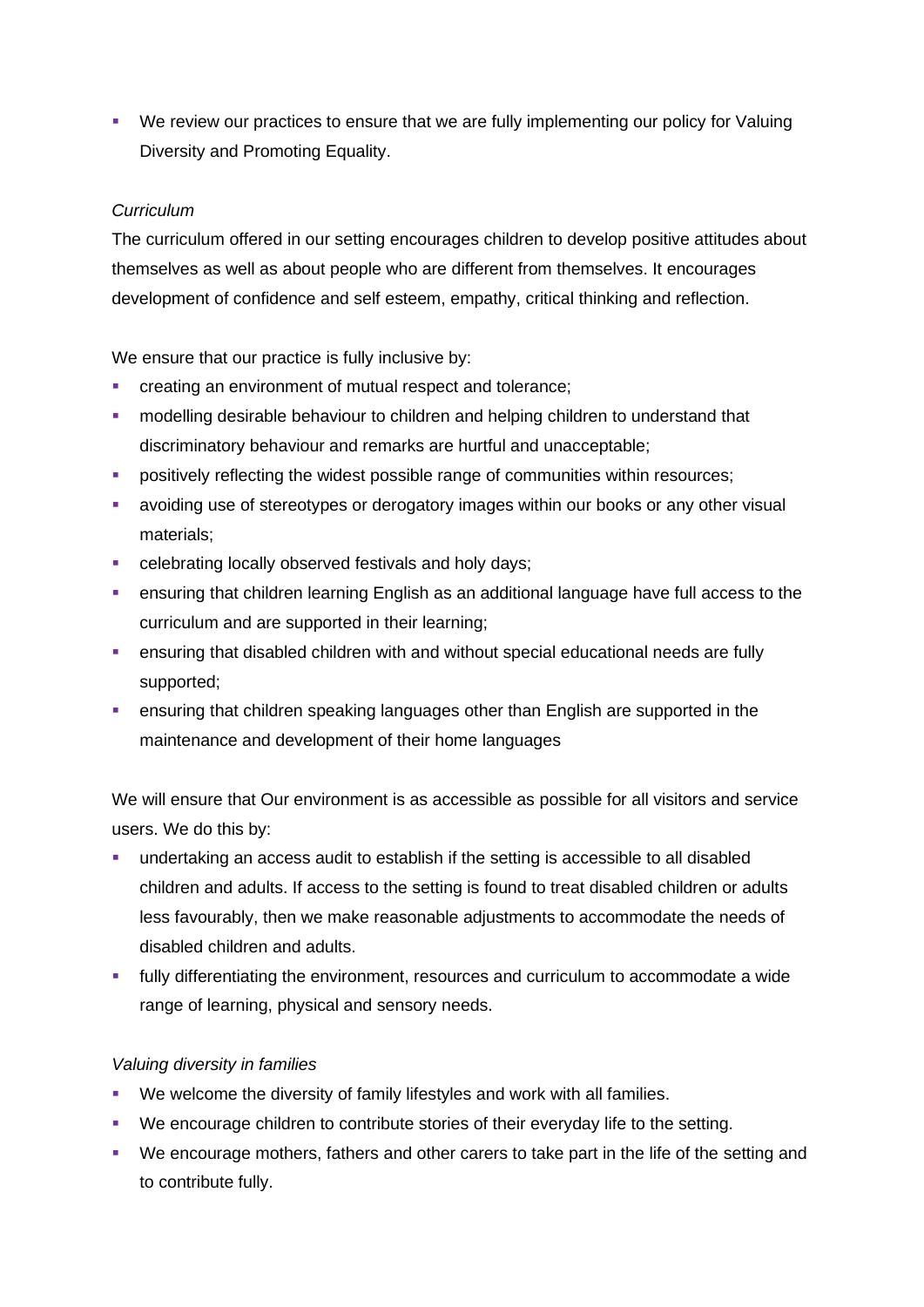- We review our practices to ensure that we are fully implementing our policy for Valuing Diversity and Promoting Equality.

*Curriculum*

The curriculum offered in our setting encourages children to develop positive attitudes about themselves as well as about people who are different from themselves. It encourages development of confidence and self esteem, empathy, critical thinking and reflection.

We ensure that our practice is fully inclusive by:

- creating an environment of mutual respect and tolerance;
- modelling desirable behaviour to children and helping children to understand that discriminatory behaviour and remarks are hurtful and unacceptable;
- positively reflecting the widest possible range of communities within resources;
- avoiding use of stereotypes or derogatory images within our books or any other visual materials;
- celebrating locally observed festivals and holy days;
- ensuring that children learning English as an additional language have full access to the curriculum and are supported in their learning;
- ensuring that disabled children with and without special educational needs are fully supported;
- ensuring that children speaking languages other than English are supported in the maintenance and development of their home languages

We will ensure that Our environment is as accessible as possible for all visitors and service users. We do this by:

- undertaking an access audit to establish if the setting is accessible to all disabled children and adults. If access to the setting is found to treat disabled children or adults less favourably, then we make reasonable adjustments to accommodate the needs of disabled children and adults.
- fully differentiating the environment, resources and curriculum to accommodate a wide range of learning, physical and sensory needs.

*Valuing diversity in families*

- We welcome the diversity of family lifestyles and work with all families.
- We encourage children to contribute stories of their everyday life to the setting.
- We encourage mothers, fathers and other carers to take part in the life of the setting and to contribute fully.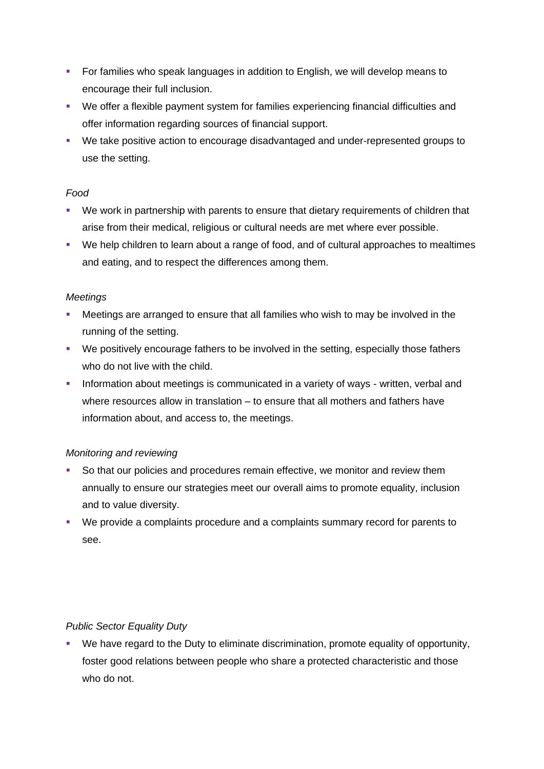- For families who speak languages in addition to English, we will develop means to encourage their full inclusion.
- We offer a flexible payment system for families experiencing financial difficulties and offer information regarding sources of financial support.
- We take positive action to encourage disadvantaged and under-represented groups to use the setting.

*Food*

- We work in partnership with parents to ensure that dietary requirements of children that arise from their medical, religious or cultural needs are met where ever possible.
- We help children to learn about a range of food, and of cultural approaches to mealtimes and eating, and to respect the differences among them.

*Meetings*

- Meetings are arranged to ensure that all families who wish to may be involved in the running of the setting.
- We positively encourage fathers to be involved in the setting, especially those fathers who do not live with the child.
- Information about meetings is communicated in a variety of ways - written, verbal and where resources allow in translation – to ensure that all mothers and fathers have information about, and access to, the meetings.

*Monitoring and reviewing*

- So that our policies and procedures remain effective, we monitor and review them annually to ensure our strategies meet our overall aims to promote equality, inclusion and to value diversity.
- We provide a complaints procedure and a complaints summary record for parents to see.

*Public Sector Equality Duty*

- We have regard to the Duty to eliminate discrimination, promote equality of opportunity, foster good relations between people who share a protected characteristic and those who do not.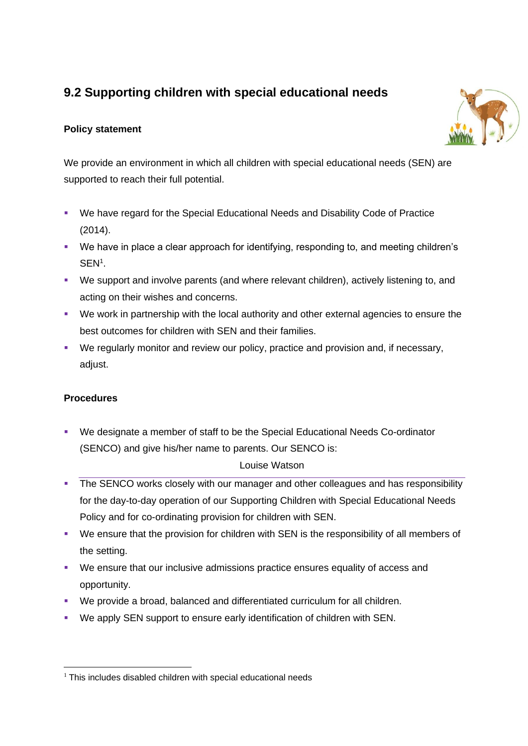## 9.2 Supporting children with special educational needs

**Policy statement**

We provide an environment in which all children with special educational needs (SEN) are supported to reach their full potential.

- We have regard for the Special Educational Needs and Disability Code of Practice (2014).
- We have in place a clear approach for identifying, responding to, and meeting children's SEN[1].
- We support and involve parents (and where relevant children), actively listening to, and acting on their wishes and concerns.
- We work in partnership with the local authority and other external agencies to ensure the best outcomes for children with SEN and their families.
- We regularly monitor and review our policy, practice and provision and, if necessary, adjust.

**Procedures**

- We designate a member of staff to be the Special Educational Needs Co-ordinator (SENCO) and give his/her name to parents. Our SENCO is:

  Louise Watson

- The SENCO works closely with our manager and other colleagues and has responsibility for the day-to-day operation of our Supporting Children with Special Educational Needs Policy and for co-ordinating provision for children with SEN.
- We ensure that the provision for children with SEN is the responsibility of all members of the setting.
- We ensure that our inclusive admissions practice ensures equality of access and opportunity.
- We provide a broad, balanced and differentiated curriculum for all children.
- We apply SEN support to ensure early identification of children with SEN.

---

[1] This includes disabled children with special educational needs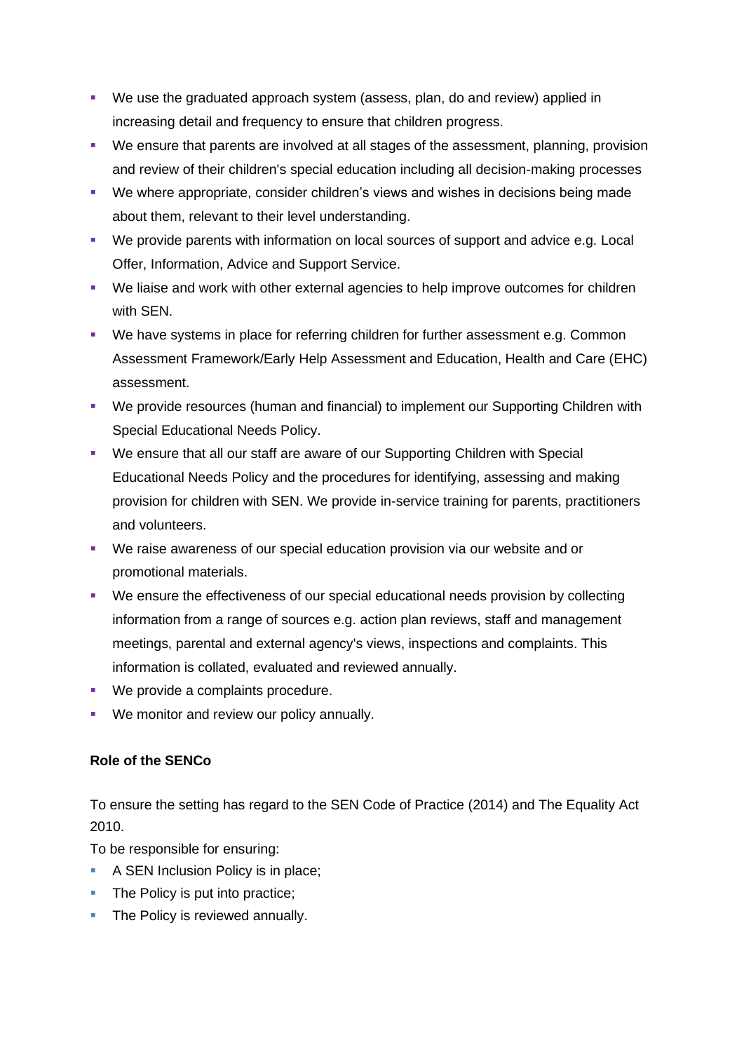- We use the graduated approach system (assess, plan, do and review) applied in increasing detail and frequency to ensure that children progress.
- We ensure that parents are involved at all stages of the assessment, planning, provision and review of their children's special education including all decision-making processes
- We where appropriate, consider children's views and wishes in decisions being made about them, relevant to their level understanding.
- We provide parents with information on local sources of support and advice e.g. Local Offer, Information, Advice and Support Service.
- We liaise and work with other external agencies to help improve outcomes for children with SEN.
- We have systems in place for referring children for further assessment e.g. Common Assessment Framework/Early Help Assessment and Education, Health and Care (EHC) assessment.
- We provide resources (human and financial) to implement our Supporting Children with Special Educational Needs Policy.
- We ensure that all our staff are aware of our Supporting Children with Special Educational Needs Policy and the procedures for identifying, assessing and making provision for children with SEN. We provide in-service training for parents, practitioners and volunteers.
- We raise awareness of our special education provision via our website and or promotional materials.
- We ensure the effectiveness of our special educational needs provision by collecting information from a range of sources e.g. action plan reviews, staff and management meetings, parental and external agency's views, inspections and complaints. This information is collated, evaluated and reviewed annually.
- We provide a complaints procedure.
- We monitor and review our policy annually.

**Role of the SENCo**

To ensure the setting has regard to the SEN Code of Practice (2014) and The Equality Act 2010.

To be responsible for ensuring:

- A SEN Inclusion Policy is in place;
- The Policy is put into practice;
- The Policy is reviewed annually.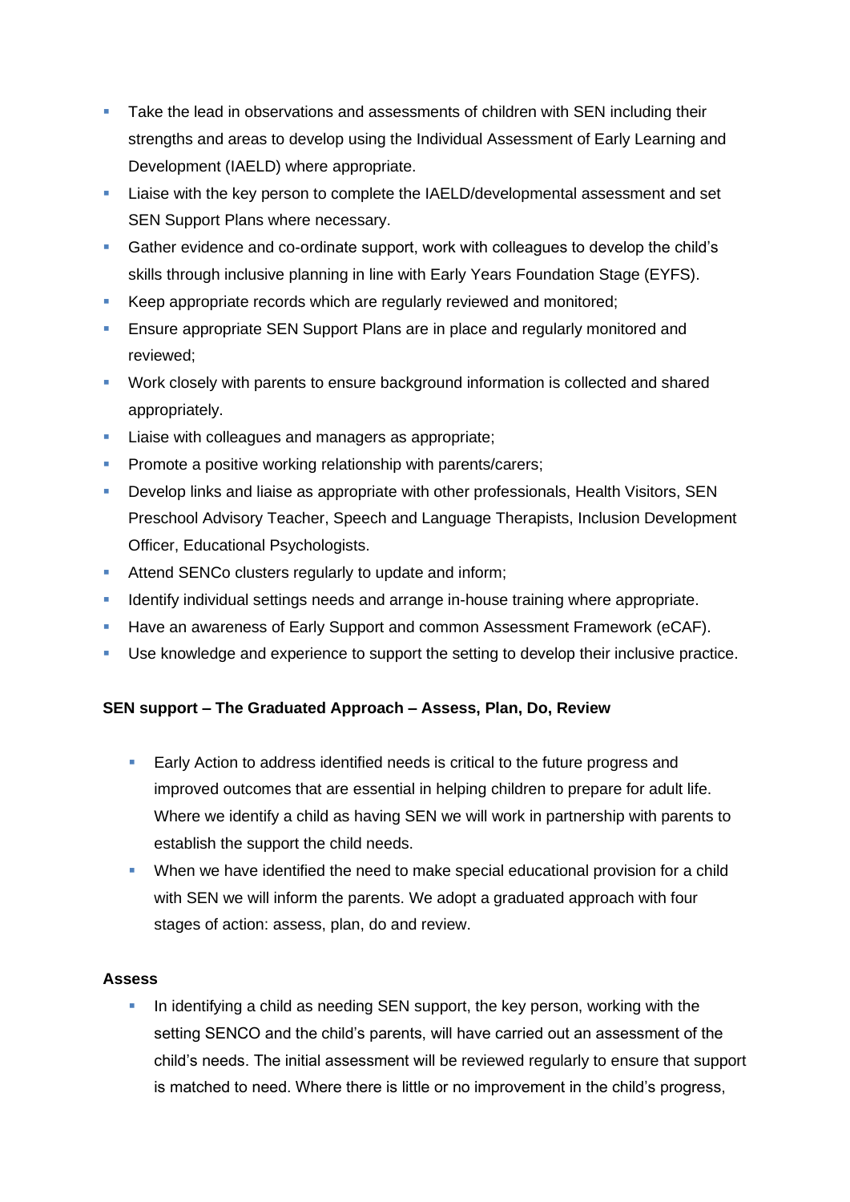- Take the lead in observations and assessments of children with SEN including their strengths and areas to develop using the Individual Assessment of Early Learning and Development (IAELD) where appropriate.
- Liaise with the key person to complete the IAELD/developmental assessment and set SEN Support Plans where necessary.
- Gather evidence and co-ordinate support, work with colleagues to develop the child's skills through inclusive planning in line with Early Years Foundation Stage (EYFS).
- Keep appropriate records which are regularly reviewed and monitored;
- Ensure appropriate SEN Support Plans are in place and regularly monitored and reviewed;
- Work closely with parents to ensure background information is collected and shared appropriately.
- Liaise with colleagues and managers as appropriate;
- Promote a positive working relationship with parents/carers;
- Develop links and liaise as appropriate with other professionals, Health Visitors, SEN Preschool Advisory Teacher, Speech and Language Therapists, Inclusion Development Officer, Educational Psychologists.
- Attend SENCo clusters regularly to update and inform;
- Identify individual settings needs and arrange in-house training where appropriate.
- Have an awareness of Early Support and common Assessment Framework (eCAF).
- Use knowledge and experience to support the setting to develop their inclusive practice.

**SEN support – The Graduated Approach – Assess, Plan, Do, Review**

- Early Action to address identified needs is critical to the future progress and improved outcomes that are essential in helping children to prepare for adult life. Where we identify a child as having SEN we will work in partnership with parents to establish the support the child needs.
- When we have identified the need to make special educational provision for a child with SEN we will inform the parents. We adopt a graduated approach with four stages of action: assess, plan, do and review.

**Assess**

- In identifying a child as needing SEN support, the key person, working with the setting SENCO and the child's parents, will have carried out an assessment of the child's needs. The initial assessment will be reviewed regularly to ensure that support is matched to need. Where there is little or no improvement in the child's progress,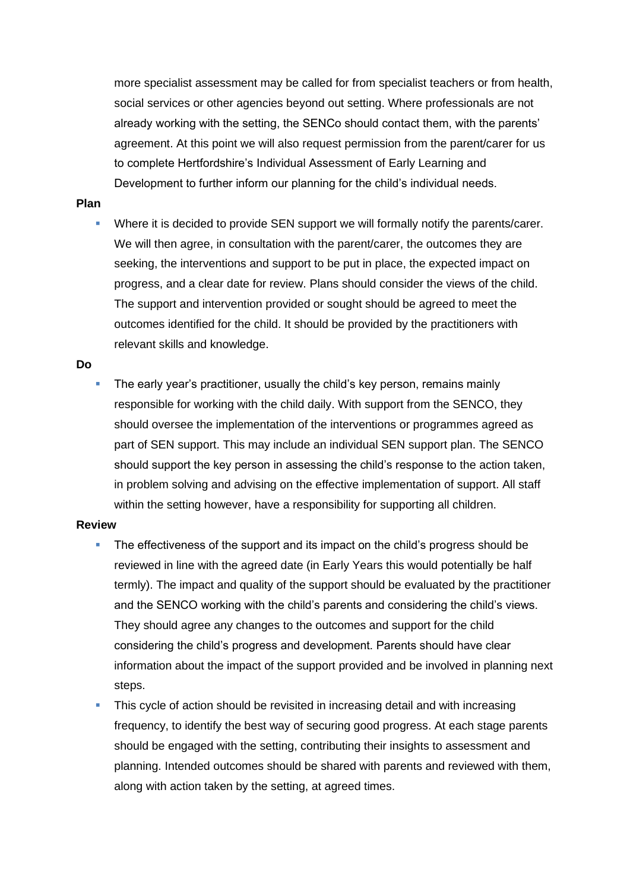more specialist assessment may be called for from specialist teachers or from health, social services or other agencies beyond out setting. Where professionals are not already working with the setting, the SENCo should contact them, with the parents' agreement. At this point we will also request permission from the parent/carer for us to complete Hertfordshire's Individual Assessment of Early Learning and Development to further inform our planning for the child's individual needs.

**Plan**

- Where it is decided to provide SEN support we will formally notify the parents/carer. We will then agree, in consultation with the parent/carer, the outcomes they are seeking, the interventions and support to be put in place, the expected impact on progress, and a clear date for review. Plans should consider the views of the child. The support and intervention provided or sought should be agreed to meet the outcomes identified for the child. It should be provided by the practitioners with relevant skills and knowledge.

**Do**

- The early year's practitioner, usually the child's key person, remains mainly responsible for working with the child daily. With support from the SENCO, they should oversee the implementation of the interventions or programmes agreed as part of SEN support. This may include an individual SEN support plan. The SENCO should support the key person in assessing the child's response to the action taken, in problem solving and advising on the effective implementation of support. All staff within the setting however, have a responsibility for supporting all children.

**Review**

- The effectiveness of the support and its impact on the child's progress should be reviewed in line with the agreed date (in Early Years this would potentially be half termly). The impact and quality of the support should be evaluated by the practitioner and the SENCO working with the child's parents and considering the child's views. They should agree any changes to the outcomes and support for the child considering the child's progress and development. Parents should have clear information about the impact of the support provided and be involved in planning next steps.
- This cycle of action should be revisited in increasing detail and with increasing frequency, to identify the best way of securing good progress. At each stage parents should be engaged with the setting, contributing their insights to assessment and planning. Intended outcomes should be shared with parents and reviewed with them, along with action taken by the setting, at agreed times.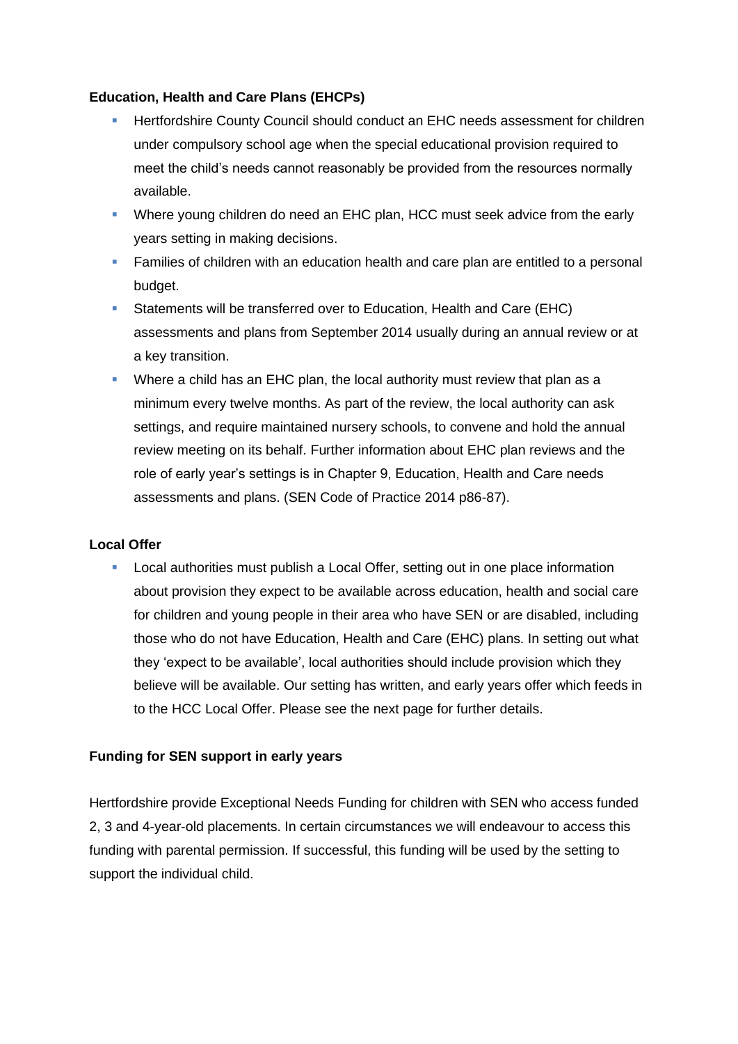**Education, Health and Care Plans (EHCPs)**

- Hertfordshire County Council should conduct an EHC needs assessment for children under compulsory school age when the special educational provision required to meet the child's needs cannot reasonably be provided from the resources normally available.
- Where young children do need an EHC plan, HCC must seek advice from the early years setting in making decisions.
- Families of children with an education health and care plan are entitled to a personal budget.
- Statements will be transferred over to Education, Health and Care (EHC) assessments and plans from September 2014 usually during an annual review or at a key transition.
- Where a child has an EHC plan, the local authority must review that plan as a minimum every twelve months. As part of the review, the local authority can ask settings, and require maintained nursery schools, to convene and hold the annual review meeting on its behalf. Further information about EHC plan reviews and the role of early year's settings is in Chapter 9, Education, Health and Care needs assessments and plans. (SEN Code of Practice 2014 p86-87).

**Local Offer**

- Local authorities must publish a Local Offer, setting out in one place information about provision they expect to be available across education, health and social care for children and young people in their area who have SEN or are disabled, including those who do not have Education, Health and Care (EHC) plans. In setting out what they 'expect to be available', local authorities should include provision which they believe will be available. Our setting has written, and early years offer which feeds in to the HCC Local Offer. Please see the next page for further details.

**Funding for SEN support in early years**

Hertfordshire provide Exceptional Needs Funding for children with SEN who access funded 2, 3 and 4-year-old placements. In certain circumstances we will endeavour to access this funding with parental permission. If successful, this funding will be used by the setting to support the individual child.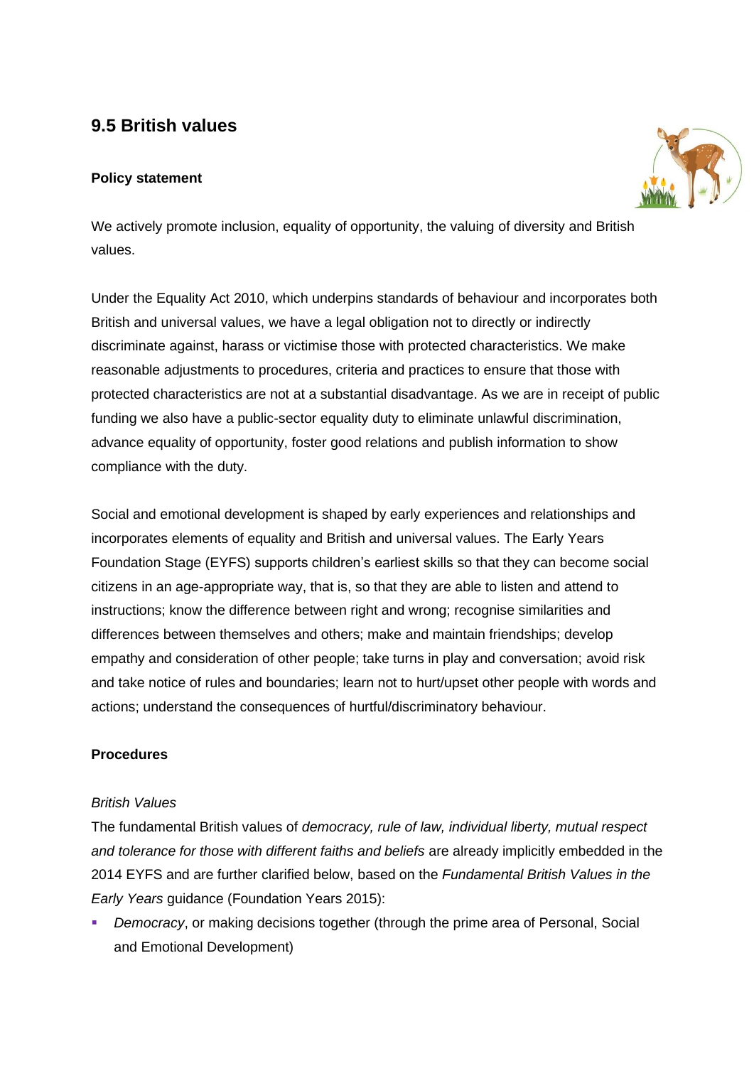## 9.5 British values

**Policy statement**

We actively promote inclusion, equality of opportunity, the valuing of diversity and British values.

Under the Equality Act 2010, which underpins standards of behaviour and incorporates both British and universal values, we have a legal obligation not to directly or indirectly discriminate against, harass or victimise those with protected characteristics. We make reasonable adjustments to procedures, criteria and practices to ensure that those with protected characteristics are not at a substantial disadvantage. As we are in receipt of public funding we also have a public-sector equality duty to eliminate unlawful discrimination, advance equality of opportunity, foster good relations and publish information to show compliance with the duty.

Social and emotional development is shaped by early experiences and relationships and incorporates elements of equality and British and universal values. The Early Years Foundation Stage (EYFS) supports children's earliest skills so that they can become social citizens in an age-appropriate way, that is, so that they are able to listen and attend to instructions; know the difference between right and wrong; recognise similarities and differences between themselves and others; make and maintain friendships; develop empathy and consideration of other people; take turns in play and conversation; avoid risk and take notice of rules and boundaries; learn not to hurt/upset other people with words and actions; understand the consequences of hurtful/discriminatory behaviour.

**Procedures**

*British Values*

The fundamental British values of *democracy, rule of law, individual liberty, mutual respect and tolerance for those with different faiths and beliefs* are already implicitly embedded in the 2014 EYFS and are further clarified below, based on the *Fundamental British Values in the Early Years* guidance (Foundation Years 2015):

- *Democracy*, or making decisions together (through the prime area of Personal, Social and Emotional Development)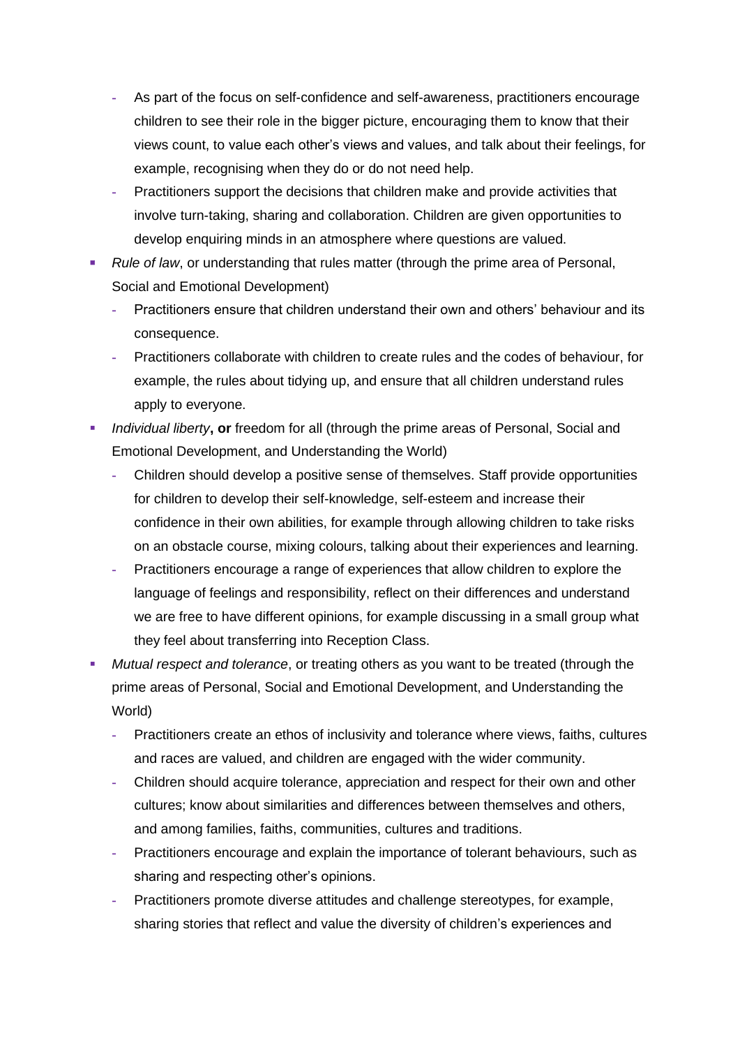- As part of the focus on self-confidence and self-awareness, practitioners encourage children to see their role in the bigger picture, encouraging them to know that their views count, to value each other's views and values, and talk about their feelings, for example, recognising when they do or do not need help.
  - Practitioners support the decisions that children make and provide activities that involve turn-taking, sharing and collaboration. Children are given opportunities to develop enquiring minds in an atmosphere where questions are valued.
- *Rule of law*, or understanding that rules matter (through the prime area of Personal, Social and Emotional Development)
  - Practitioners ensure that children understand their own and others' behaviour and its consequence.
  - Practitioners collaborate with children to create rules and the codes of behaviour, for example, the rules about tidying up, and ensure that all children understand rules apply to everyone.
- *Individual liberty*, **or** freedom for all (through the prime areas of Personal, Social and Emotional Development, and Understanding the World)
  - Children should develop a positive sense of themselves. Staff provide opportunities for children to develop their self-knowledge, self-esteem and increase their confidence in their own abilities, for example through allowing children to take risks on an obstacle course, mixing colours, talking about their experiences and learning.
  - Practitioners encourage a range of experiences that allow children to explore the language of feelings and responsibility, reflect on their differences and understand we are free to have different opinions, for example discussing in a small group what they feel about transferring into Reception Class.
- *Mutual respect and tolerance*, or treating others as you want to be treated (through the prime areas of Personal, Social and Emotional Development, and Understanding the World)
  - Practitioners create an ethos of inclusivity and tolerance where views, faiths, cultures and races are valued, and children are engaged with the wider community.
  - Children should acquire tolerance, appreciation and respect for their own and other cultures; know about similarities and differences between themselves and others, and among families, faiths, communities, cultures and traditions.
  - Practitioners encourage and explain the importance of tolerant behaviours, such as sharing and respecting other's opinions.
  - Practitioners promote diverse attitudes and challenge stereotypes, for example, sharing stories that reflect and value the diversity of children's experiences and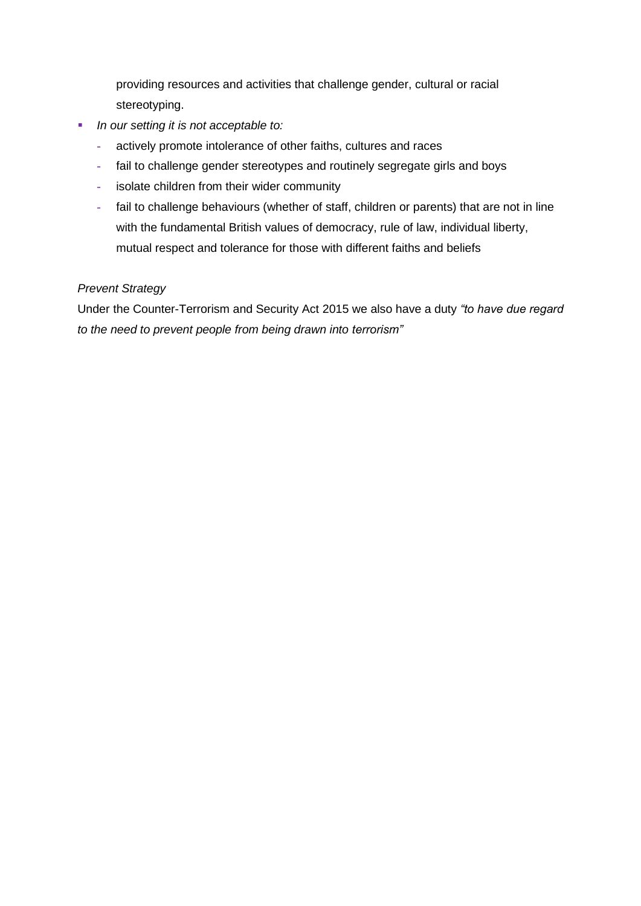providing resources and activities that challenge gender, cultural or racial stereotyping.

- *In our setting it is not acceptable to:*
    - actively promote intolerance of other faiths, cultures and races
    - fail to challenge gender stereotypes and routinely segregate girls and boys
    - isolate children from their wider community
    - fail to challenge behaviours (whether of staff, children or parents) that are not in line with the fundamental British values of democracy, rule of law, individual liberty, mutual respect and tolerance for those with different faiths and beliefs

*Prevent Strategy*

Under the Counter-Terrorism and Security Act 2015 we also have a duty *"to have due regard to the need to prevent people from being drawn into terrorism"*